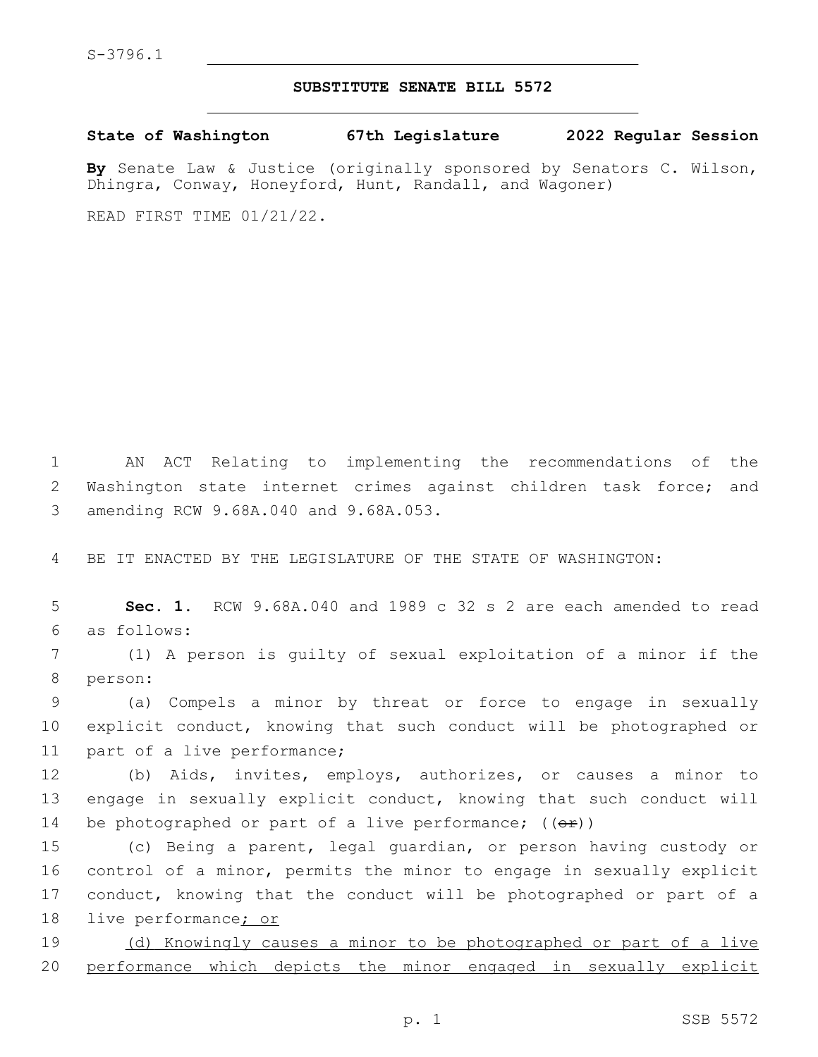S-3796.1

## SUBSTITUTE SENATE BILL 5572

**State of Washington 67th Legislature 2022 Regular Session**

**By** Senate Law & Justice (originally sponsored by Senators C. Wilson, Dhingra, Conway, Honeyford, Hunt, Randall, and Wagoner)

READ FIRST TIME 01/21/22.

1 AN ACT Relating to implementing the recommendations of the
2 Washington state internet crimes against children task force; and
3 amending RCW 9.68A.040 and 9.68A.053.

4 BE IT ENACTED BY THE LEGISLATURE OF THE STATE OF WASHINGTON:

5 **Sec. 1.** RCW 9.68A.040 and 1989 c 32 s 2 are each amended to read
6 as follows:

7 (1) A person is guilty of sexual exploitation of a minor if the
8 person:

9 (a) Compels a minor by threat or force to engage in sexually
10 explicit conduct, knowing that such conduct will be photographed or
11 part of a live performance;

12 (b) Aids, invites, employs, authorizes, or causes a minor to
13 engage in sexually explicit conduct, knowing that such conduct will
14 be photographed or part of a live performance; ((~~or~~))

15 (c) Being a parent, legal guardian, or person having custody or
16 control of a minor, permits the minor to engage in sexually explicit
17 conduct, knowing that the conduct will be photographed or part of a
18 live performance<u>; or</u>

19 <u>(d) Knowingly causes a minor to be photographed or part of a live</u>
20 <u>performance which depicts the minor engaged in sexually explicit</u>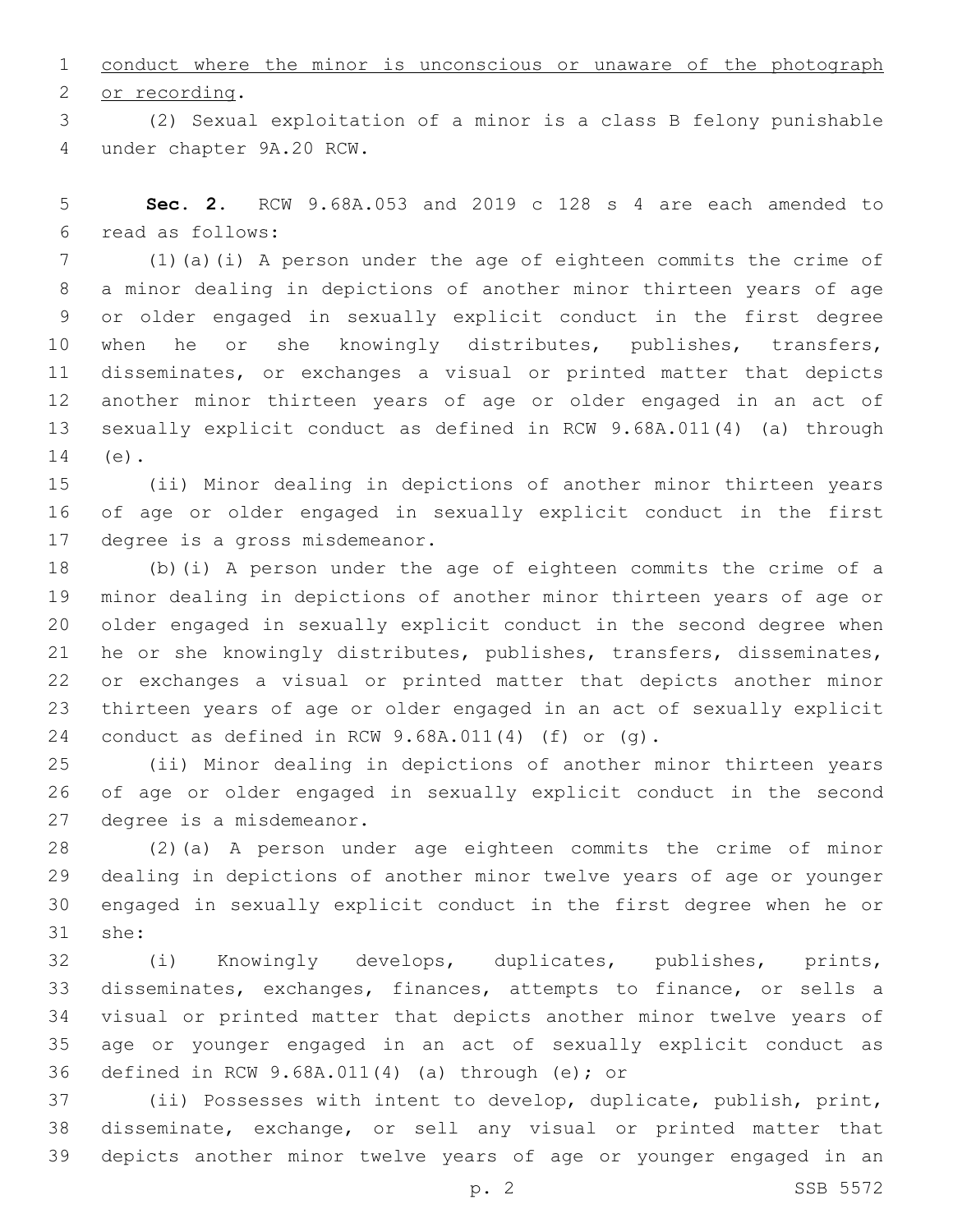conduct where the minor is unconscious or unaware of the photograph or recording.

(2) Sexual exploitation of a minor is a class B felony punishable under chapter 9A.20 RCW.

**Sec. 2.** RCW 9.68A.053 and 2019 c 128 s 4 are each amended to read as follows:

(1)(a)(i) A person under the age of eighteen commits the crime of a minor dealing in depictions of another minor thirteen years of age or older engaged in sexually explicit conduct in the first degree when he or she knowingly distributes, publishes, transfers, disseminates, or exchanges a visual or printed matter that depicts another minor thirteen years of age or older engaged in an act of sexually explicit conduct as defined in RCW 9.68A.011(4) (a) through (e).

(ii) Minor dealing in depictions of another minor thirteen years of age or older engaged in sexually explicit conduct in the first degree is a gross misdemeanor.

(b)(i) A person under the age of eighteen commits the crime of a minor dealing in depictions of another minor thirteen years of age or older engaged in sexually explicit conduct in the second degree when he or she knowingly distributes, publishes, transfers, disseminates, or exchanges a visual or printed matter that depicts another minor thirteen years of age or older engaged in an act of sexually explicit conduct as defined in RCW 9.68A.011(4) (f) or (g).

(ii) Minor dealing in depictions of another minor thirteen years of age or older engaged in sexually explicit conduct in the second degree is a misdemeanor.

(2)(a) A person under age eighteen commits the crime of minor dealing in depictions of another minor twelve years of age or younger engaged in sexually explicit conduct in the first degree when he or she:

(i) Knowingly develops, duplicates, publishes, prints, disseminates, exchanges, finances, attempts to finance, or sells a visual or printed matter that depicts another minor twelve years of age or younger engaged in an act of sexually explicit conduct as defined in RCW 9.68A.011(4) (a) through (e); or

(ii) Possesses with intent to develop, duplicate, publish, print, disseminate, exchange, or sell any visual or printed matter that depicts another minor twelve years of age or younger engaged in an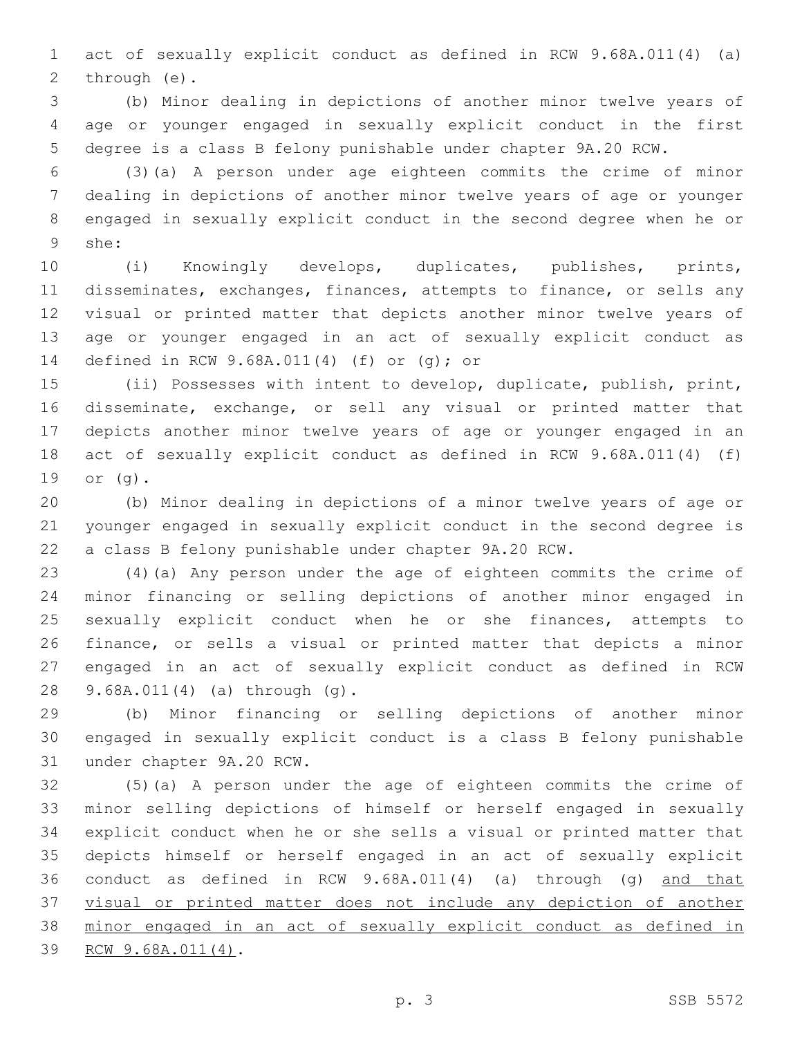act of sexually explicit conduct as defined in RCW 9.68A.011(4) (a) through (e).

(b) Minor dealing in depictions of another minor twelve years of age or younger engaged in sexually explicit conduct in the first degree is a class B felony punishable under chapter 9A.20 RCW.

(3)(a) A person under age eighteen commits the crime of minor dealing in depictions of another minor twelve years of age or younger engaged in sexually explicit conduct in the second degree when he or she:

(i) Knowingly develops, duplicates, publishes, prints, disseminates, exchanges, finances, attempts to finance, or sells any visual or printed matter that depicts another minor twelve years of age or younger engaged in an act of sexually explicit conduct as defined in RCW 9.68A.011(4) (f) or (g); or

(ii) Possesses with intent to develop, duplicate, publish, print, disseminate, exchange, or sell any visual or printed matter that depicts another minor twelve years of age or younger engaged in an act of sexually explicit conduct as defined in RCW 9.68A.011(4) (f) or (g).

(b) Minor dealing in depictions of a minor twelve years of age or younger engaged in sexually explicit conduct in the second degree is a class B felony punishable under chapter 9A.20 RCW.

(4)(a) Any person under the age of eighteen commits the crime of minor financing or selling depictions of another minor engaged in sexually explicit conduct when he or she finances, attempts to finance, or sells a visual or printed matter that depicts a minor engaged in an act of sexually explicit conduct as defined in RCW 9.68A.011(4) (a) through (g).

(b) Minor financing or selling depictions of another minor engaged in sexually explicit conduct is a class B felony punishable under chapter 9A.20 RCW.

(5)(a) A person under the age of eighteen commits the crime of minor selling depictions of himself or herself engaged in sexually explicit conduct when he or she sells a visual or printed matter that depicts himself or herself engaged in an act of sexually explicit conduct as defined in RCW 9.68A.011(4) (a) through (g) <u>and that visual or printed matter does not include any depiction of another minor engaged in an act of sexually explicit conduct as defined in RCW 9.68A.011(4)</u>.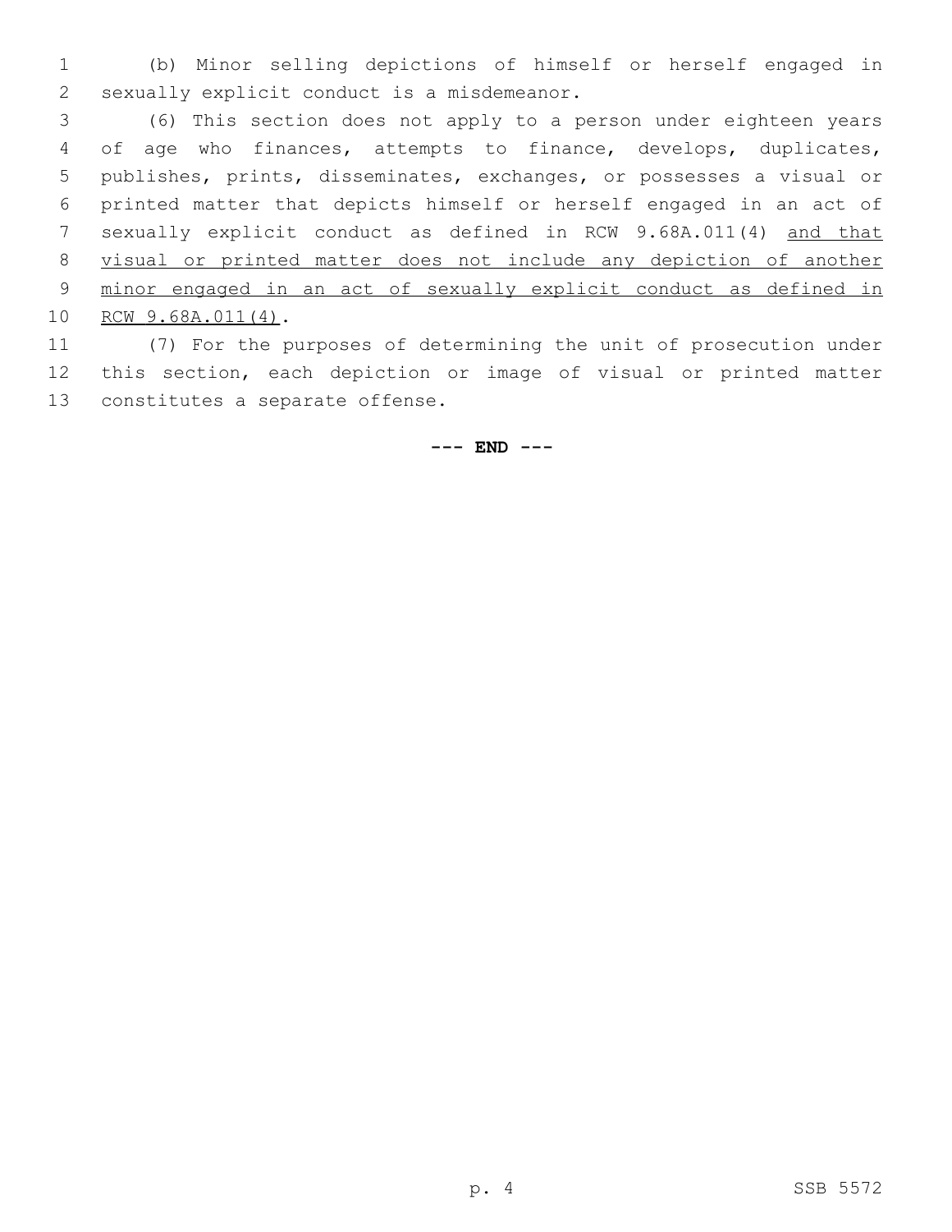(b) Minor selling depictions of himself or herself engaged in sexually explicit conduct is a misdemeanor.

(6) This section does not apply to a person under eighteen years of age who finances, attempts to finance, develops, duplicates, publishes, prints, disseminates, exchanges, or possesses a visual or printed matter that depicts himself or herself engaged in an act of sexually explicit conduct as defined in RCW 9.68A.011(4) <u>and that visual or printed matter does not include any depiction of another minor engaged in an act of sexually explicit conduct as defined in RCW 9.68A.011(4)</u>.

(7) For the purposes of determining the unit of prosecution under this section, each depiction or image of visual or printed matter constitutes a separate offense.

**--- END ---**